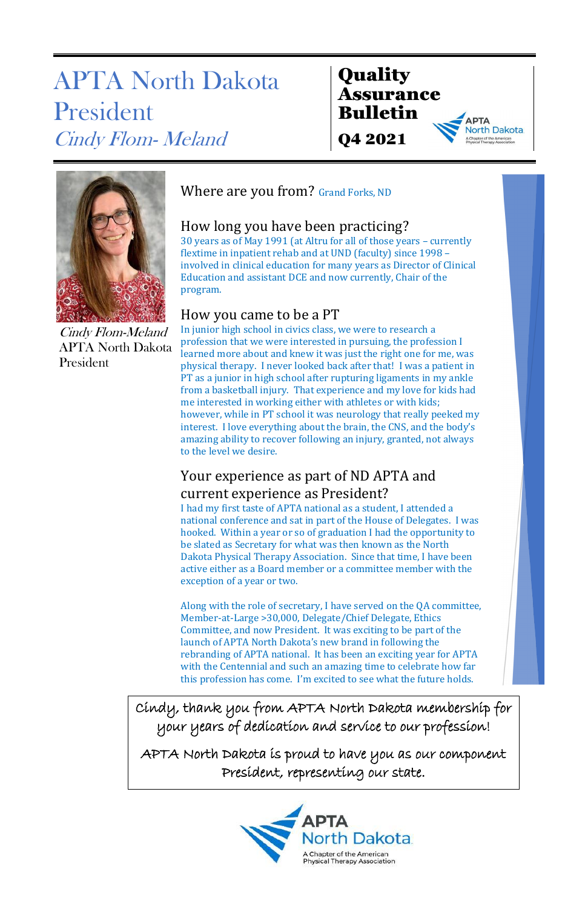# APTA North Dakota President

*Cindy Flom- Meland*

**Quality Assurance Bulletin**

**Q4 2021**

*Cindy Flom-Meland*
APTA North Dakota President

## Where are you from?

Grand Forks, ND

## How long you have been practicing?

30 years as of May 1991 (at Altru for all of those years – currently flextime in inpatient rehab and at UND (faculty) since 1998 – involved in clinical education for many years as Director of Clinical Education and assistant DCE and now currently, Chair of the program.

## How you came to be a PT

In junior high school in civics class, we were to research a profession that we were interested in pursuing, the profession I learned more about and knew it was just the right one for me, was physical therapy. I never looked back after that! I was a patient in PT as a junior in high school after rupturing ligaments in my ankle from a basketball injury. That experience and my love for kids had me interested in working either with athletes or with kids; however, while in PT school it was neurology that really peeked my interest. I love everything about the brain, the CNS, and the body's amazing ability to recover following an injury, granted, not always to the level we desire.

## Your experience as part of ND APTA and current experience as President?

I had my first taste of APTA national as a student, I attended a national conference and sat in part of the House of Delegates. I was hooked. Within a year or so of graduation I had the opportunity to be slated as Secretary for what was then known as the North Dakota Physical Therapy Association. Since that time, I have been active either as a Board member or a committee member with the exception of a year or two.

Along with the role of secretary, I have served on the QA committee, Member-at-Large >30,000, Delegate/Chief Delegate, Ethics Committee, and now President. It was exciting to be part of the launch of APTA North Dakota's new brand in following the rebranding of APTA national. It has been an exciting year for APTA with the Centennial and such an amazing time to celebrate how far this profession has come. I'm excited to see what the future holds.

Cindy, thank you from APTA North Dakota membership for your years of dedication and service to our profession!

APTA North Dakota is proud to have you as our component President, representing our state.

APTA North Dakota
A Chapter of the American Physical Therapy Association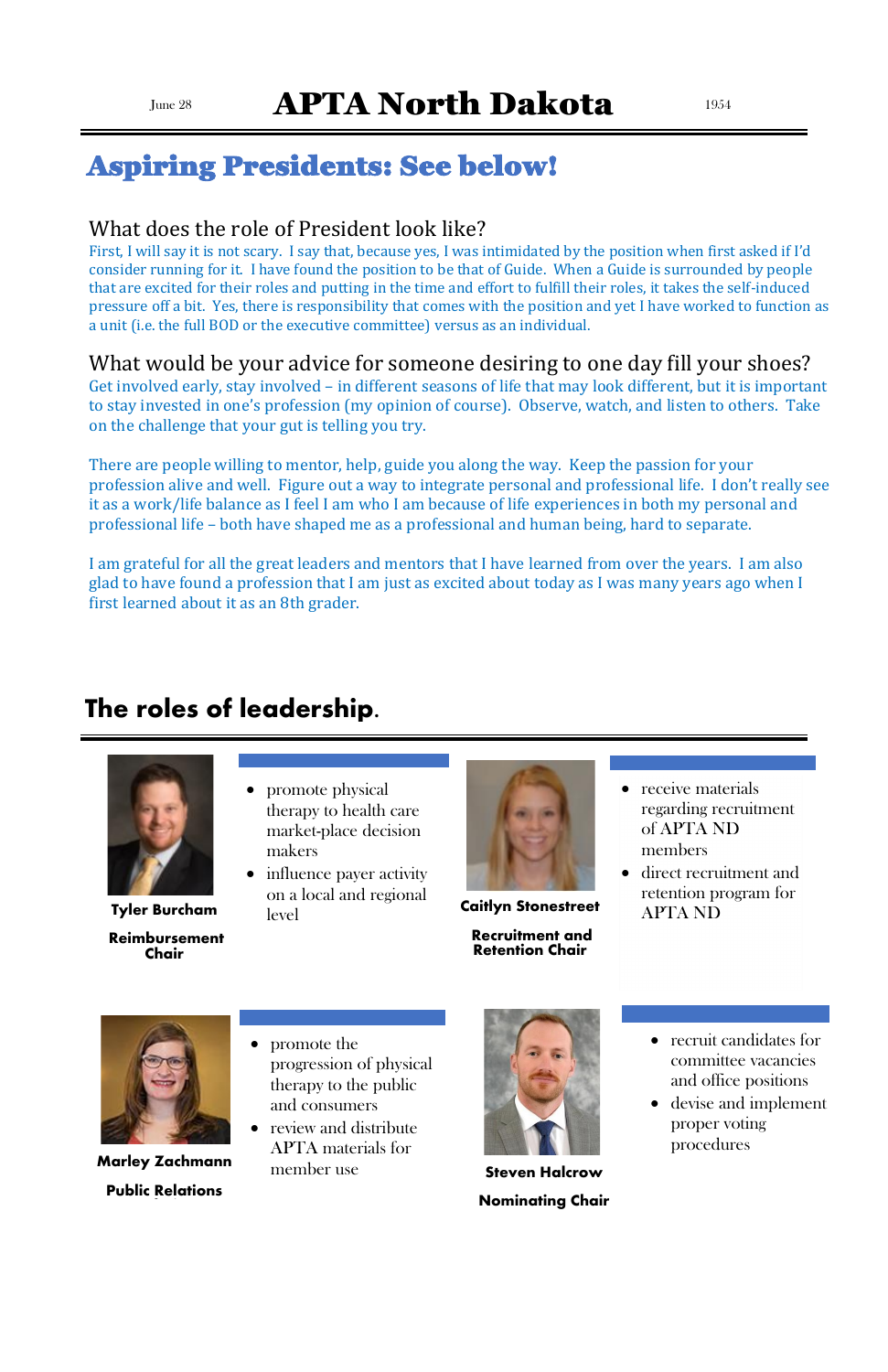# Aspiring Presidents: See below!

## What does the role of President look like?

First, I will say it is not scary. I say that, because yes, I was intimidated by the position when first asked if I'd consider running for it. I have found the position to be that of Guide. When a Guide is surrounded by people that are excited for their roles and putting in the time and effort to fulfill their roles, it takes the self-induced pressure off a bit. Yes, there is responsibility that comes with the position and yet I have worked to function as a unit (i.e. the full BOD or the executive committee) versus as an individual.

## What would be your advice for someone desiring to one day fill your shoes?

Get involved early, stay involved – in different seasons of life that may look different, but it is important to stay invested in one's profession (my opinion of course). Observe, watch, and listen to others. Take on the challenge that your gut is telling you try.

There are people willing to mentor, help, guide you along the way. Keep the passion for your profession alive and well. Figure out a way to integrate personal and professional life. I don't really see it as a work/life balance as I feel I am who I am because of life experiences in both my personal and professional life – both have shaped me as a professional and human being, hard to separate.

I am grateful for all the great leaders and mentors that I have learned from over the years. I am also glad to have found a profession that I am just as excited about today as I was many years ago when I first learned about it as an 8th grader.

# The roles of leadership.

**Tyler Burcham**

**Reimbursement Chair**

- promote physical therapy to health care market-place decision makers
- influence payer activity on a local and regional level

**Caitlyn Stonestreet**

**Recruitment and Retention Chair**

- receive materials regarding recruitment of APTA ND members
- direct recruitment and retention program for APTA ND

**Marley Zachmann**

**Public Relations**

- promote the progression of physical therapy to the public and consumers
- review and distribute APTA materials for member use

**Steven Halcrow**

**Nominating Chair**

- recruit candidates for committee vacancies and office positions
- devise and implement proper voting procedures